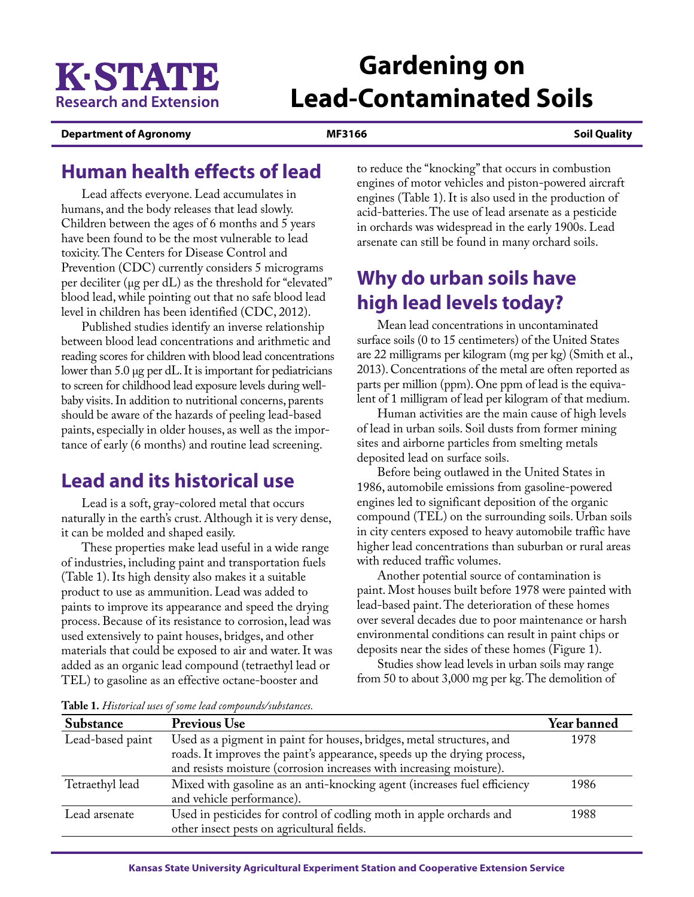# Gardening on Lead-Contaminated Soils

**Department of Agronomy** — **MF3166** — **Soil Quality**

## Human health effects of lead

Lead affects everyone. Lead accumulates in humans, and the body releases that lead slowly. Children between the ages of 6 months and 5 years have been found to be the most vulnerable to lead toxicity. The Centers for Disease Control and Prevention (CDC) currently considers 5 micrograms per deciliter (μg per dL) as the threshold for "elevated" blood lead, while pointing out that no safe blood lead level in children has been identified (CDC, 2012).

Published studies identify an inverse relationship between blood lead concentrations and arithmetic and reading scores for children with blood lead concentrations lower than 5.0 μg per dL. It is important for pediatricians to screen for childhood lead exposure levels during well-baby visits. In addition to nutritional concerns, parents should be aware of the hazards of peeling lead-based paints, especially in older houses, as well as the importance of early (6 months) and routine lead screening.

## Lead and its historical use

Lead is a soft, gray-colored metal that occurs naturally in the earth's crust. Although it is very dense, it can be molded and shaped easily.

These properties make lead useful in a wide range of industries, including paint and transportation fuels (Table 1). Its high density also makes it a suitable product to use as ammunition. Lead was added to paints to improve its appearance and speed the drying process. Because of its resistance to corrosion, lead was used extensively to paint houses, bridges, and other materials that could be exposed to air and water. It was added as an organic lead compound (tetraethyl lead or TEL) to gasoline as an effective octane-booster and to reduce the "knocking" that occurs in combustion engines of motor vehicles and piston-powered aircraft engines (Table 1). It is also used in the production of acid-batteries. The use of lead arsenate as a pesticide in orchards was widespread in the early 1900s. Lead arsenate can still be found in many orchard soils.

## Why do urban soils have high lead levels today?

Mean lead concentrations in uncontaminated surface soils (0 to 15 centimeters) of the United States are 22 milligrams per kilogram (mg per kg) (Smith et al., 2013). Concentrations of the metal are often reported as parts per million (ppm). One ppm of lead is the equivalent of 1 milligram of lead per kilogram of that medium.

Human activities are the main cause of high levels of lead in urban soils. Soil dusts from former mining sites and airborne particles from smelting metals deposited lead on surface soils.

Before being outlawed in the United States in 1986, automobile emissions from gasoline-powered engines led to significant deposition of the organic compound (TEL) on the surrounding soils. Urban soils in city centers exposed to heavy automobile traffic have higher lead concentrations than suburban or rural areas with reduced traffic volumes.

Another potential source of contamination is paint. Most houses built before 1978 were painted with lead-based paint. The deterioration of these homes over several decades due to poor maintenance or harsh environmental conditions can result in paint chips or deposits near the sides of these homes (Figure 1).

Studies show lead levels in urban soils may range from 50 to about 3,000 mg per kg. The demolition of

**Table 1.** *Historical uses of some lead compounds/substances.*

| Substance | Previous Use | Year banned |
|---|---|---|
| Lead-based paint | Used as a pigment in paint for houses, bridges, metal structures, and roads. It improves the paint's appearance, speeds up the drying process, and resists moisture (corrosion increases with increasing moisture). | 1978 |
| Tetraethyl lead | Mixed with gasoline as an anti-knocking agent (increases fuel efficiency and vehicle performance). | 1986 |
| Lead arsenate | Used in pesticides for control of codling moth in apple orchards and other insect pests on agricultural fields. | 1988 |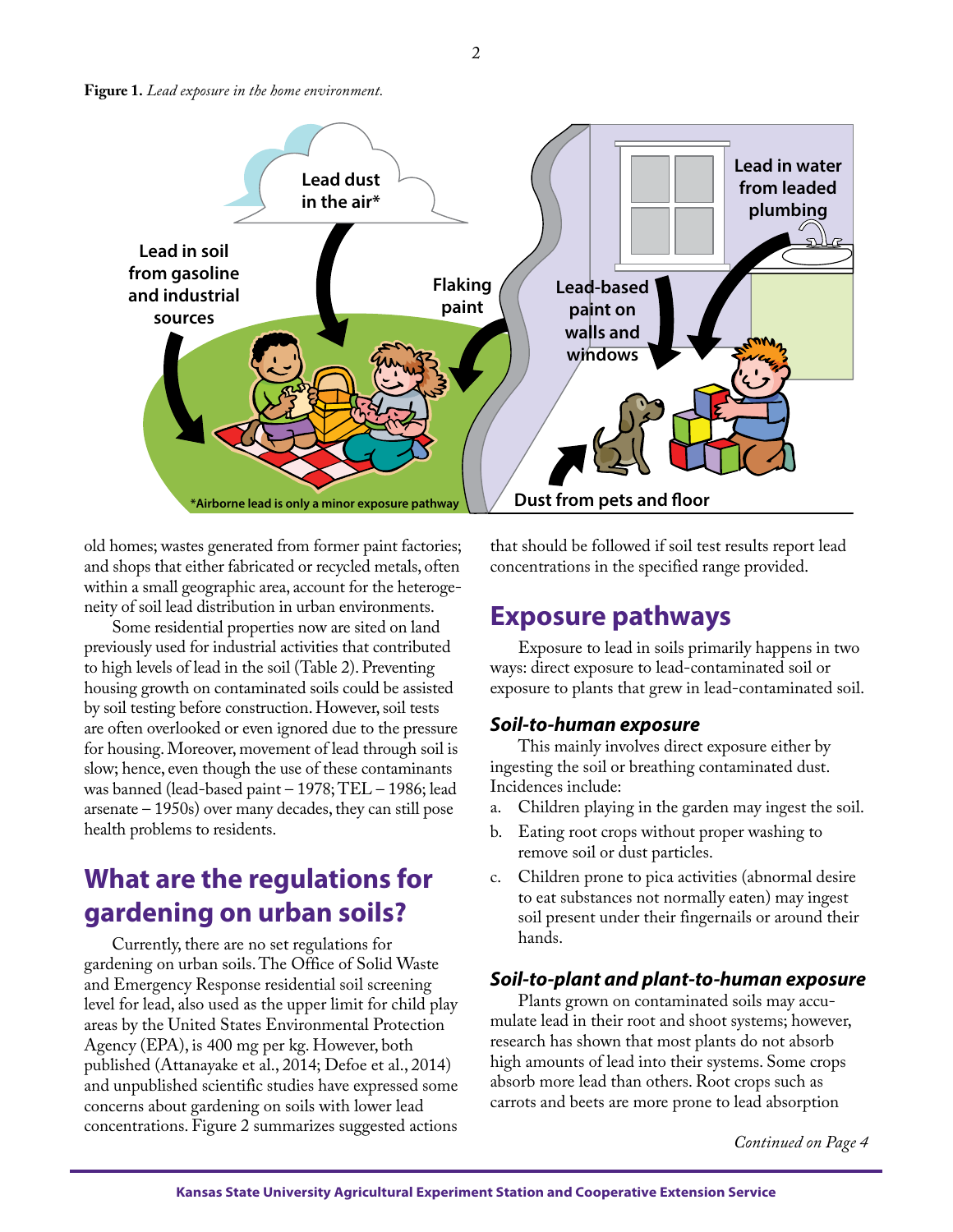**Figure 1.** *Lead exposure in the home environment.*

old homes; wastes generated from former paint factories; and shops that either fabricated or recycled metals, often within a small geographic area, account for the heterogeneity of soil lead distribution in urban environments.

Some residential properties now are sited on land previously used for industrial activities that contributed to high levels of lead in the soil (Table 2). Preventing housing growth on contaminated soils could be assisted by soil testing before construction. However, soil tests are often overlooked or even ignored due to the pressure for housing. Moreover, movement of lead through soil is slow; hence, even though the use of these contaminants was banned (lead-based paint – 1978; TEL – 1986; lead arsenate – 1950s) over many decades, they can still pose health problems to residents.

## What are the regulations for gardening on urban soils?

Currently, there are no set regulations for gardening on urban soils. The Office of Solid Waste and Emergency Response residential soil screening level for lead, also used as the upper limit for child play areas by the United States Environmental Protection Agency (EPA), is 400 mg per kg. However, both published (Attanayake et al., 2014; Defoe et al., 2014) and unpublished scientific studies have expressed some concerns about gardening on soils with lower lead concentrations. Figure 2 summarizes suggested actions that should be followed if soil test results report lead concentrations in the specified range provided.

## Exposure pathways

Exposure to lead in soils primarily happens in two ways: direct exposure to lead-contaminated soil or exposure to plants that grew in lead-contaminated soil.

### *Soil-to-human exposure*

This mainly involves direct exposure either by ingesting the soil or breathing contaminated dust. Incidences include:

a. Children playing in the garden may ingest the soil.
b. Eating root crops without proper washing to remove soil or dust particles.
c. Children prone to pica activities (abnormal desire to eat substances not normally eaten) may ingest soil present under their fingernails or around their hands.

### *Soil-to-plant and plant-to-human exposure*

Plants grown on contaminated soils may accumulate lead in their root and shoot systems; however, research has shown that most plants do not absorb high amounts of lead into their systems. Some crops absorb more lead than others. Root crops such as carrots and beets are more prone to lead absorption

*Continued on Page 4*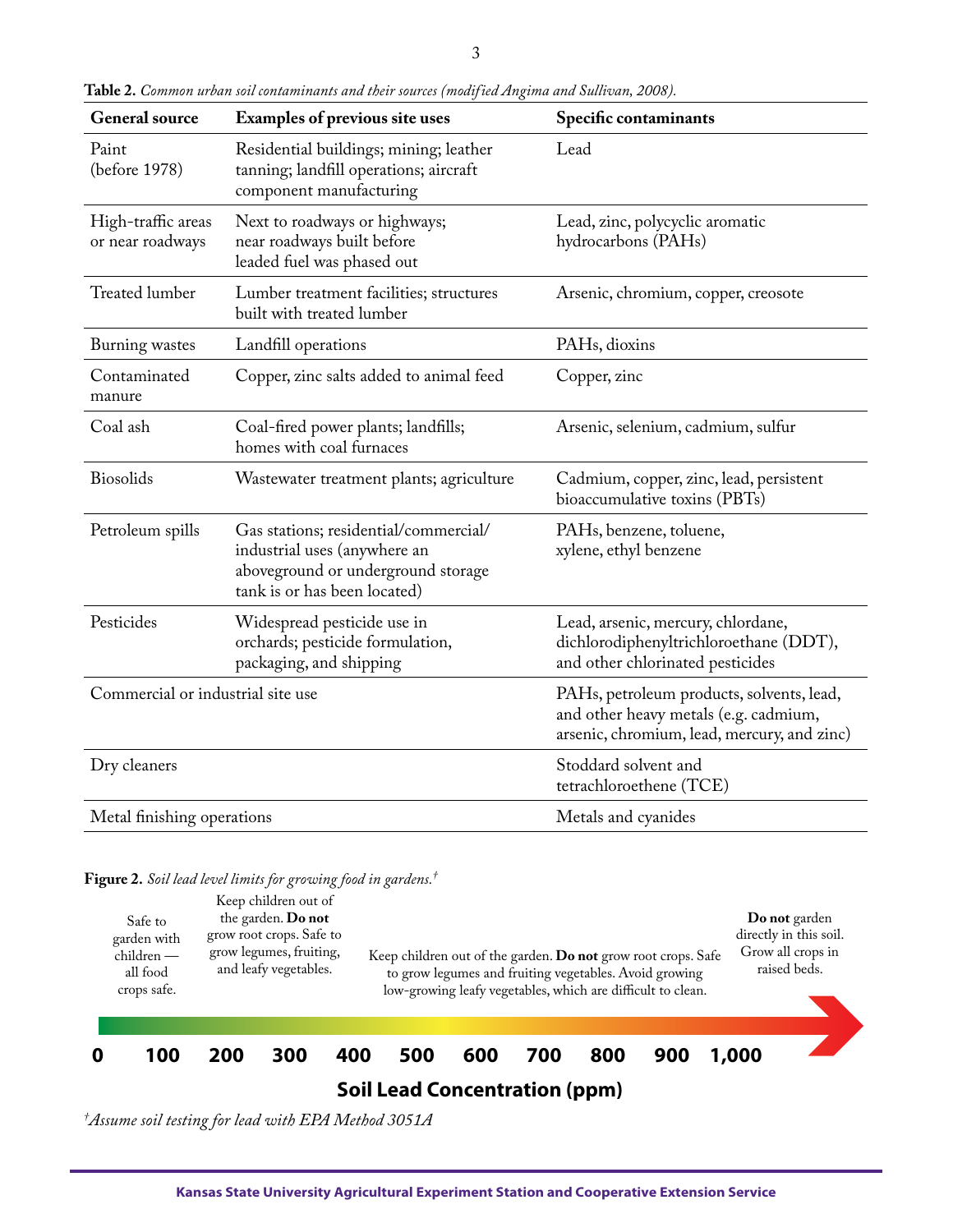**Table 2.** *Common urban soil contaminants and their sources (modified Angima and Sullivan, 2008).*

| General source | Examples of previous site uses | Specific contaminants |
|---|---|---|
| Paint (before 1978) | Residential buildings; mining; leather tanning; landfill operations; aircraft component manufacturing | Lead |
| High-traffic areas or near roadways | Next to roadways or highways; near roadways built before leaded fuel was phased out | Lead, zinc, polycyclic aromatic hydrocarbons (PAHs) |
| Treated lumber | Lumber treatment facilities; structures built with treated lumber | Arsenic, chromium, copper, creosote |
| Burning wastes | Landfill operations | PAHs, dioxins |
| Contaminated manure | Copper, zinc salts added to animal feed | Copper, zinc |
| Coal ash | Coal-fired power plants; landfills; homes with coal furnaces | Arsenic, selenium, cadmium, sulfur |
| Biosolids | Wastewater treatment plants; agriculture | Cadmium, copper, zinc, lead, persistent bioaccumulative toxins (PBTs) |
| Petroleum spills | Gas stations; residential/commercial/industrial uses (anywhere an aboveground or underground storage tank is or has been located) | PAHs, benzene, toluene, xylene, ethyl benzene |
| Pesticides | Widespread pesticide use in orchards; pesticide formulation, packaging, and shipping | Lead, arsenic, mercury, chlordane, dichlorodiphenyltrichloroethane (DDT), and other chlorinated pesticides |
| Commercial or industrial site use | | PAHs, petroleum products, solvents, lead, and other heavy metals (e.g. cadmium, arsenic, chromium, lead, mercury, and zinc) |
| Dry cleaners | | Stoddard solvent and tetrachloroethene (TCE) |
| Metal finishing operations | | Metals and cyanides |

**Figure 2.** *Soil lead level limits for growing food in gardens.*†

| Soil Lead Concentration (ppm) | Guidance |
|---|---|
| 0–100 | Safe to garden with children — all food crops safe. |
| 100–400 | Keep children out of the garden. **Do not** grow root crops. Safe to grow legumes, fruiting, and leafy vegetables. |
| 400–1,000 | Keep children out of the garden. **Do not** grow root crops. Safe to grow legumes and fruiting vegetables. Avoid growing low-growing leafy vegetables, which are difficult to clean. |
| Above 1,000 | **Do not** garden directly in this soil. Grow all crops in raised beds. |

†*Assume soil testing for lead with EPA Method 3051A*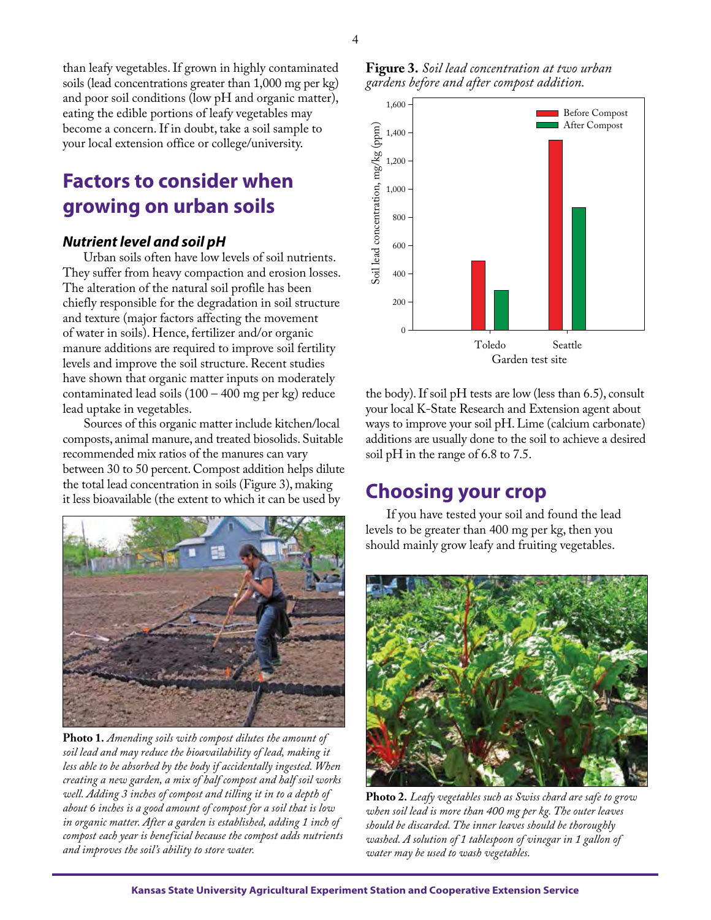than leafy vegetables. If grown in highly contaminated soils (lead concentrations greater than 1,000 mg per kg) and poor soil conditions (low pH and organic matter), eating the edible portions of leafy vegetables may become a concern. If in doubt, take a soil sample to your local extension office or college/university.

## Factors to consider when growing on urban soils

### *Nutrient level and soil pH*

Urban soils often have low levels of soil nutrients. They suffer from heavy compaction and erosion losses. The alteration of the natural soil profile has been chiefly responsible for the degradation in soil structure and texture (major factors affecting the movement of water in soils). Hence, fertilizer and/or organic manure additions are required to improve soil fertility levels and improve the soil structure. Recent studies have shown that organic matter inputs on moderately contaminated lead soils (100 – 400 mg per kg) reduce lead uptake in vegetables.

Sources of this organic matter include kitchen/local composts, animal manure, and treated biosolids. Suitable recommended mix ratios of the manures can vary between 30 to 50 percent. Compost addition helps dilute the total lead concentration in soils (Figure 3), making it less bioavailable (the extent to which it can be used by the body). If soil pH tests are low (less than 6.5), consult your local K-State Research and Extension agent about ways to improve your soil pH. Lime (calcium carbonate) additions are usually done to the soil to achieve a desired soil pH in the range of 6.8 to 7.5.

**Figure 3.** *Soil lead concentration at two urban gardens before and after compost addition.*

**Photo 1.** *Amending soils with compost dilutes the amount of soil lead and may reduce the bioavailability of lead, making it less able to be absorbed by the body if accidentally ingested. When creating a new garden, a mix of half compost and half soil works well. Adding 3 inches of compost and tilling it in to a depth of about 6 inches is a good amount of compost for a soil that is low in organic matter. After a garden is established, adding 1 inch of compost each year is beneficial because the compost adds nutrients and improves the soil's ability to store water.*

## Choosing your crop

If you have tested your soil and found the lead levels to be greater than 400 mg per kg, then you should mainly grow leafy and fruiting vegetables.

**Photo 2.** *Leafy vegetables such as Swiss chard are safe to grow when soil lead is more than 400 mg per kg. The outer leaves should be discarded. The inner leaves should be thoroughly washed. A solution of 1 tablespoon of vinegar in 1 gallon of water may be used to wash vegetables.*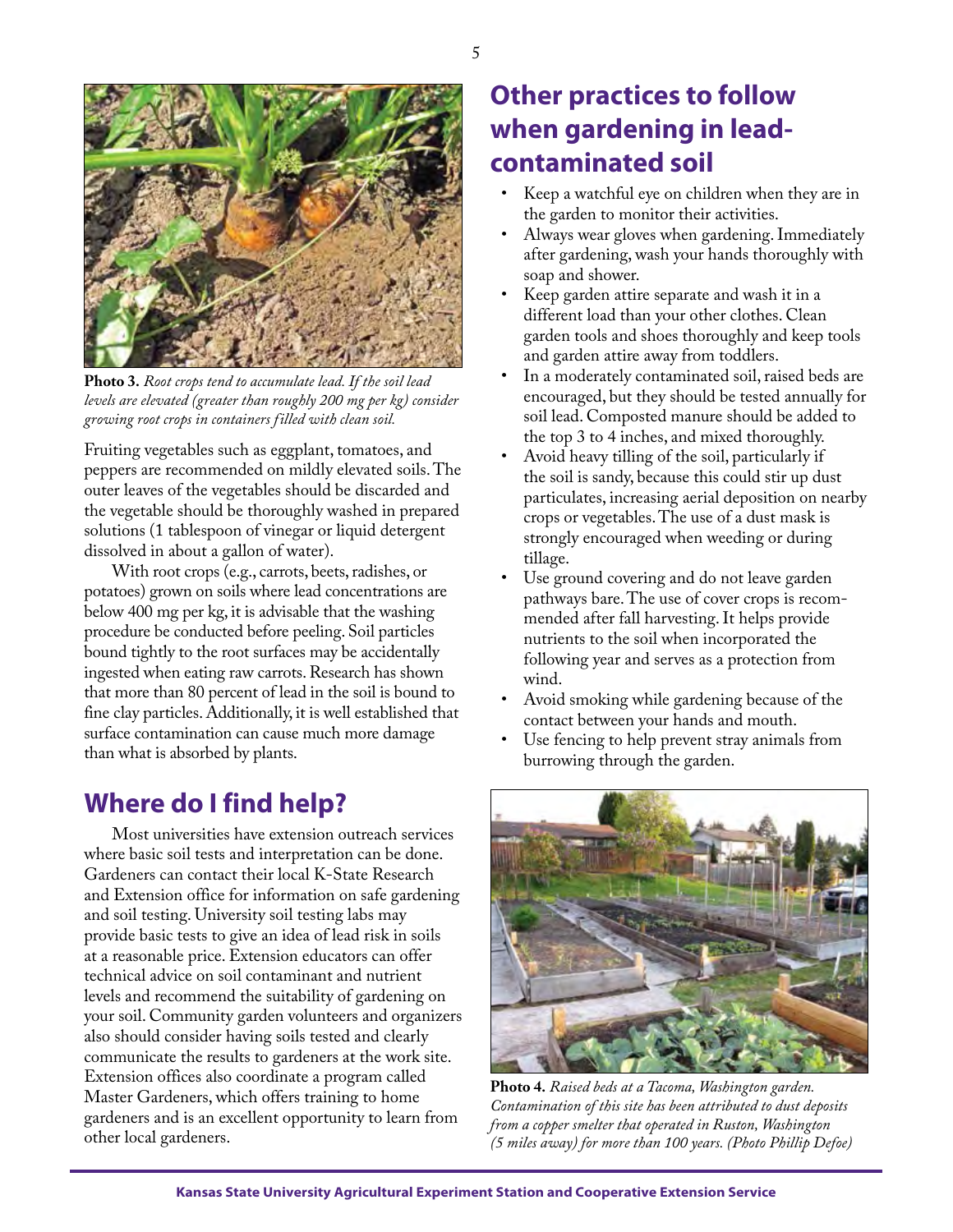Photo 3. *Root crops tend to accumulate lead. If the soil lead levels are elevated (greater than roughly 200 mg per kg) consider growing root crops in containers filled with clean soil.*

Fruiting vegetables such as eggplant, tomatoes, and peppers are recommended on mildly elevated soils. The outer leaves of the vegetables should be discarded and the vegetable should be thoroughly washed in prepared solutions (1 tablespoon of vinegar or liquid detergent dissolved in about a gallon of water).

With root crops (e.g., carrots, beets, radishes, or potatoes) grown on soils where lead concentrations are below 400 mg per kg, it is advisable that the washing procedure be conducted before peeling. Soil particles bound tightly to the root surfaces may be accidentally ingested when eating raw carrots. Research has shown that more than 80 percent of lead in the soil is bound to fine clay particles. Additionally, it is well established that surface contamination can cause much more damage than what is absorbed by plants.

## Where do I find help?

Most universities have extension outreach services where basic soil tests and interpretation can be done. Gardeners can contact their local K-State Research and Extension office for information on safe gardening and soil testing. University soil testing labs may provide basic tests to give an idea of lead risk in soils at a reasonable price. Extension educators can offer technical advice on soil contaminant and nutrient levels and recommend the suitability of gardening on your soil. Community garden volunteers and organizers also should consider having soils tested and clearly communicate the results to gardeners at the work site. Extension offices also coordinate a program called Master Gardeners, which offers training to home gardeners and is an excellent opportunity to learn from other local gardeners.

## Other practices to follow when gardening in lead-contaminated soil

- Keep a watchful eye on children when they are in the garden to monitor their activities.
- Always wear gloves when gardening. Immediately after gardening, wash your hands thoroughly with soap and shower.
- Keep garden attire separate and wash it in a different load than your other clothes. Clean garden tools and shoes thoroughly and keep tools and garden attire away from toddlers.
- In a moderately contaminated soil, raised beds are encouraged, but they should be tested annually for soil lead. Composted manure should be added to the top 3 to 4 inches, and mixed thoroughly.
- Avoid heavy tilling of the soil, particularly if the soil is sandy, because this could stir up dust particulates, increasing aerial deposition on nearby crops or vegetables. The use of a dust mask is strongly encouraged when weeding or during tillage.
- Use ground covering and do not leave garden pathways bare. The use of cover crops is recommended after fall harvesting. It helps provide nutrients to the soil when incorporated the following year and serves as a protection from wind.
- Avoid smoking while gardening because of the contact between your hands and mouth.
- Use fencing to help prevent stray animals from burrowing through the garden.

Photo 4. *Raised beds at a Tacoma, Washington garden. Contamination of this site has been attributed to dust deposits from a copper smelter that operated in Ruston, Washington (5 miles away) for more than 100 years. (Photo Phillip Defoe)*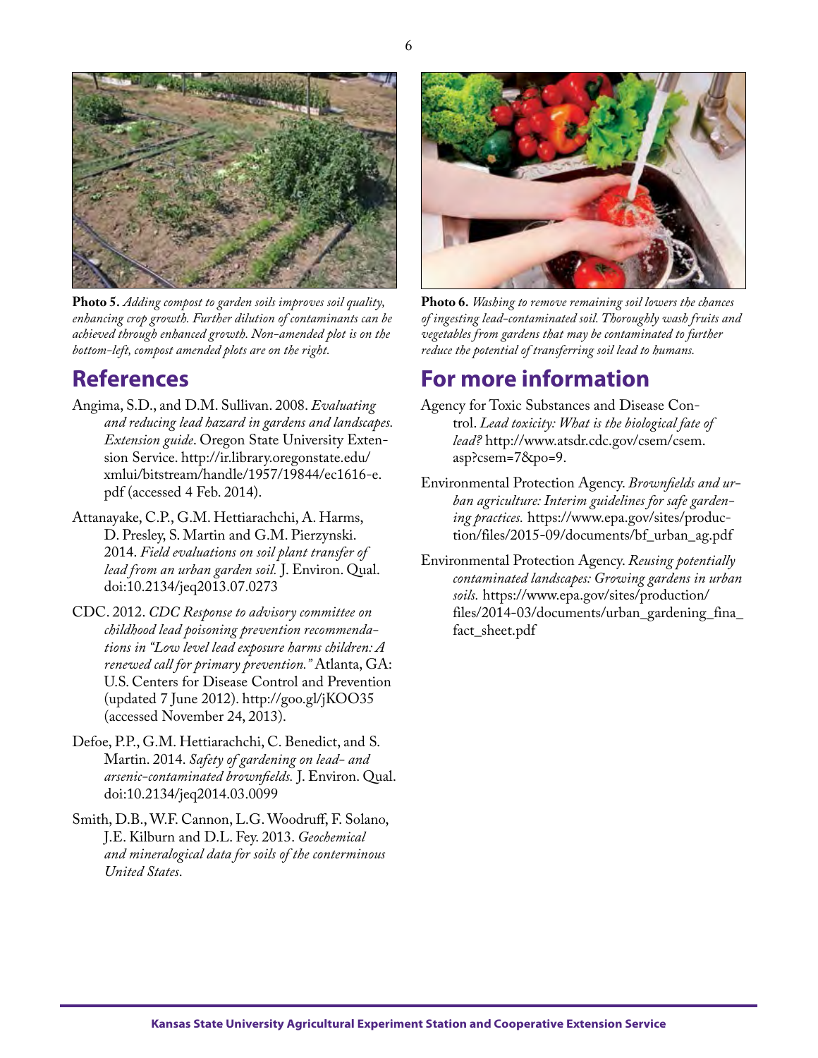**Photo 5.** *Adding compost to garden soils improves soil quality, enhancing crop growth. Further dilution of contaminants can be achieved through enhanced growth. Non-amended plot is on the bottom-left, compost amended plots are on the right.*

**Photo 6.** *Washing to remove remaining soil lowers the chances of ingesting lead-contaminated soil. Thoroughly wash fruits and vegetables from gardens that may be contaminated to further reduce the potential of transferring soil lead to humans.*

## References

Angima, S.D., and D.M. Sullivan. 2008. *Evaluating and reducing lead hazard in gardens and landscapes. Extension guide*. Oregon State University Extension Service. http://ir.library.oregonstate.edu/xmlui/bitstream/handle/1957/19844/ec1616-e.pdf (accessed 4 Feb. 2014).

Attanayake, C.P., G.M. Hettiarachchi, A. Harms, D. Presley, S. Martin and G.M. Pierzynski. 2014. *Field evaluations on soil plant transfer of lead from an urban garden soil.* J. Environ. Qual. doi:10.2134/jeq2013.07.0273

CDC. 2012. *CDC Response to advisory committee on childhood lead poisoning prevention recommendations in "Low level lead exposure harms children: A renewed call for primary prevention."* Atlanta, GA: U.S. Centers for Disease Control and Prevention (updated 7 June 2012). http://goo.gl/jKOO35 (accessed November 24, 2013).

Defoe, P.P., G.M. Hettiarachchi, C. Benedict, and S. Martin. 2014. *Safety of gardening on lead- and arsenic-contaminated brownfields.* J. Environ. Qual. doi:10.2134/jeq2014.03.0099

Smith, D.B., W.F. Cannon, L.G. Woodruff, F. Solano, J.E. Kilburn and D.L. Fey. 2013. *Geochemical and mineralogical data for soils of the conterminous United States*.

## For more information

Agency for Toxic Substances and Disease Control. *Lead toxicity: What is the biological fate of lead?* http://www.atsdr.cdc.gov/csem/csem.asp?csem=7&po=9.

Environmental Protection Agency. *Brownfields and urban agriculture: Interim guidelines for safe gardening practices.* https://www.epa.gov/sites/production/files/2015-09/documents/bf_urban_ag.pdf

Environmental Protection Agency. *Reusing potentially contaminated landscapes: Growing gardens in urban soils.* https://www.epa.gov/sites/production/files/2014-03/documents/urban_gardening_fina_fact_sheet.pdf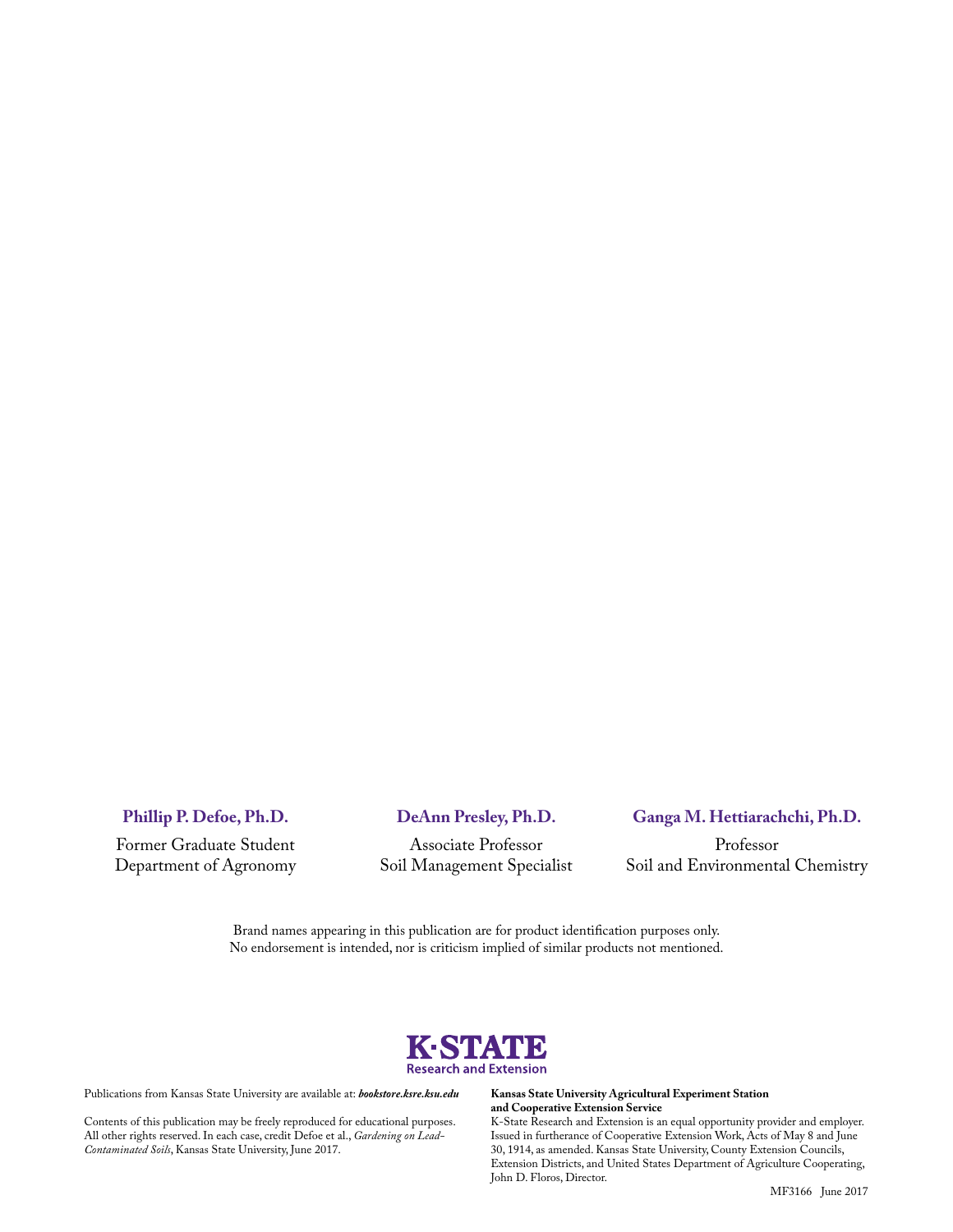**Phillip P. Defoe, Ph.D.**
Former Graduate Student
Department of Agronomy

**DeAnn Presley, Ph.D.**
Associate Professor
Soil Management Specialist

**Ganga M. Hettiarachchi, Ph.D.**
Professor
Soil and Environmental Chemistry

Brand names appearing in this publication are for product identification purposes only.
No endorsement is intended, nor is criticism implied of similar products not mentioned.

K·STATE
Research and Extension

Publications from Kansas State University are available at: ***bookstore.ksre.ksu.edu***

Contents of this publication may be freely reproduced for educational purposes. All other rights reserved. In each case, credit Defoe et al., *Gardening on Lead-Contaminated Soils*, Kansas State University, June 2017.

**Kansas State University Agricultural Experiment Station and Cooperative Extension Service**
K-State Research and Extension is an equal opportunity provider and employer. Issued in furtherance of Cooperative Extension Work, Acts of May 8 and June 30, 1914, as amended. Kansas State University, County Extension Councils, Extension Districts, and United States Department of Agriculture Cooperating, John D. Floros, Director.

MF3166 June 2017